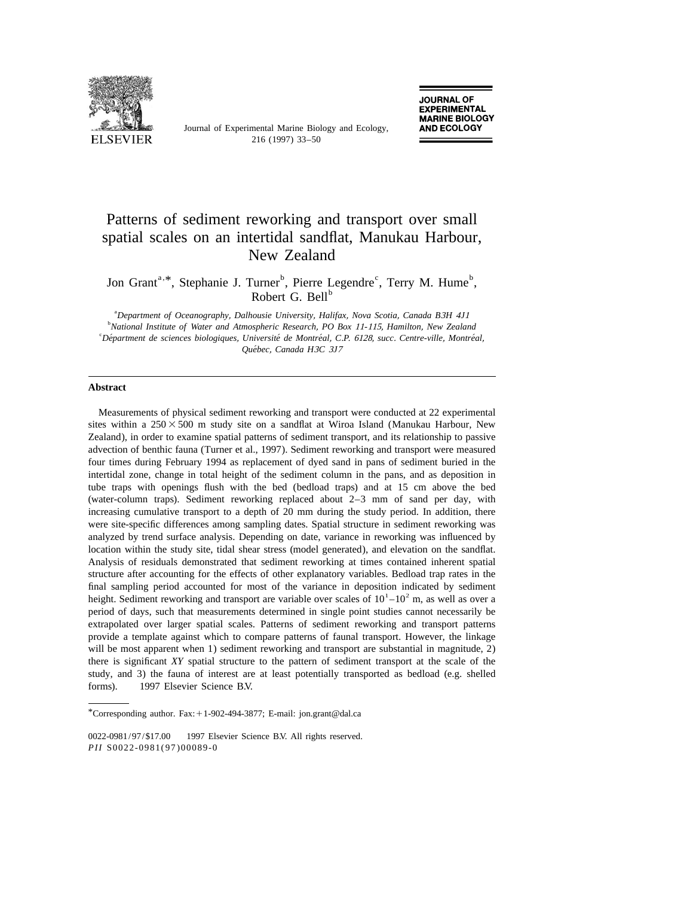# Patterns of sediment reworking and transport over small spatial scales on an intertidal sandflat, Manukau Harbour, New Zealand

Jon Grant[a,*], Stephanie J. Turner[b], Pierre Legendre[c], Terry M. Hume[b], Robert G. Bell[b]

[a] *Department of Oceanography, Dalhousie University, Halifax, Nova Scotia, Canada B3H 4J1*
[b] *National Institute of Water and Atmospheric Research, PO Box 11-115, Hamilton, New Zealand*
[c] *Département de sciences biologiques, Université de Montréal, C.P. 6128, succ. Centre-ville, Montréal, Québec, Canada H3C 3J7*

---

**Abstract**

Measurements of physical sediment reworking and transport were conducted at 22 experimental sites within a $250 \times 500$ m study site on a sandflat at Wiroa Island (Manukau Harbour, New Zealand), in order to examine spatial patterns of sediment transport, and its relationship to passive advection of benthic fauna (Turner et al., 1997). Sediment reworking and transport were measured four times during February 1994 as replacement of dyed sand in pans of sediment buried in the intertidal zone, change in total height of the sediment column in the pans, and as deposition in tube traps with openings flush with the bed (bedload traps) and at 15 cm above the bed (water-column traps). Sediment reworking replaced about 2–3 mm of sand per day, with increasing cumulative transport to a depth of 20 mm during the study period. In addition, there were site-specific differences among sampling dates. Spatial structure in sediment reworking was analyzed by trend surface analysis. Depending on date, variance in reworking was influenced by location within the study site, tidal shear stress (model generated), and elevation on the sandflat. Analysis of residuals demonstrated that sediment reworking at times contained inherent spatial structure after accounting for the effects of other explanatory variables. Bedload trap rates in the final sampling period accounted for most of the variance in deposition indicated by sediment height. Sediment reworking and transport are variable over scales of $10^1$–$10^2$ m, as well as over a period of days, such that measurements determined in single point studies cannot necessarily be extrapolated over larger spatial scales. Patterns of sediment reworking and transport patterns provide a template against which to compare patterns of faunal transport. However, the linkage will be most apparent when 1) sediment reworking and transport are substantial in magnitude, 2) there is significant *XY* spatial structure to the pattern of sediment transport at the scale of the study, and 3) the fauna of interest are at least potentially transported as bedload (e.g. shelled forms). © 1997 Elsevier Science B.V.

---

*Corresponding author. Fax: +1-902-494-3877; E-mail: jon.grant@dal.ca

0022-0981/97/$17.00 © 1997 Elsevier Science B.V. All rights reserved.
*PII* S0022-0981(97)00089-0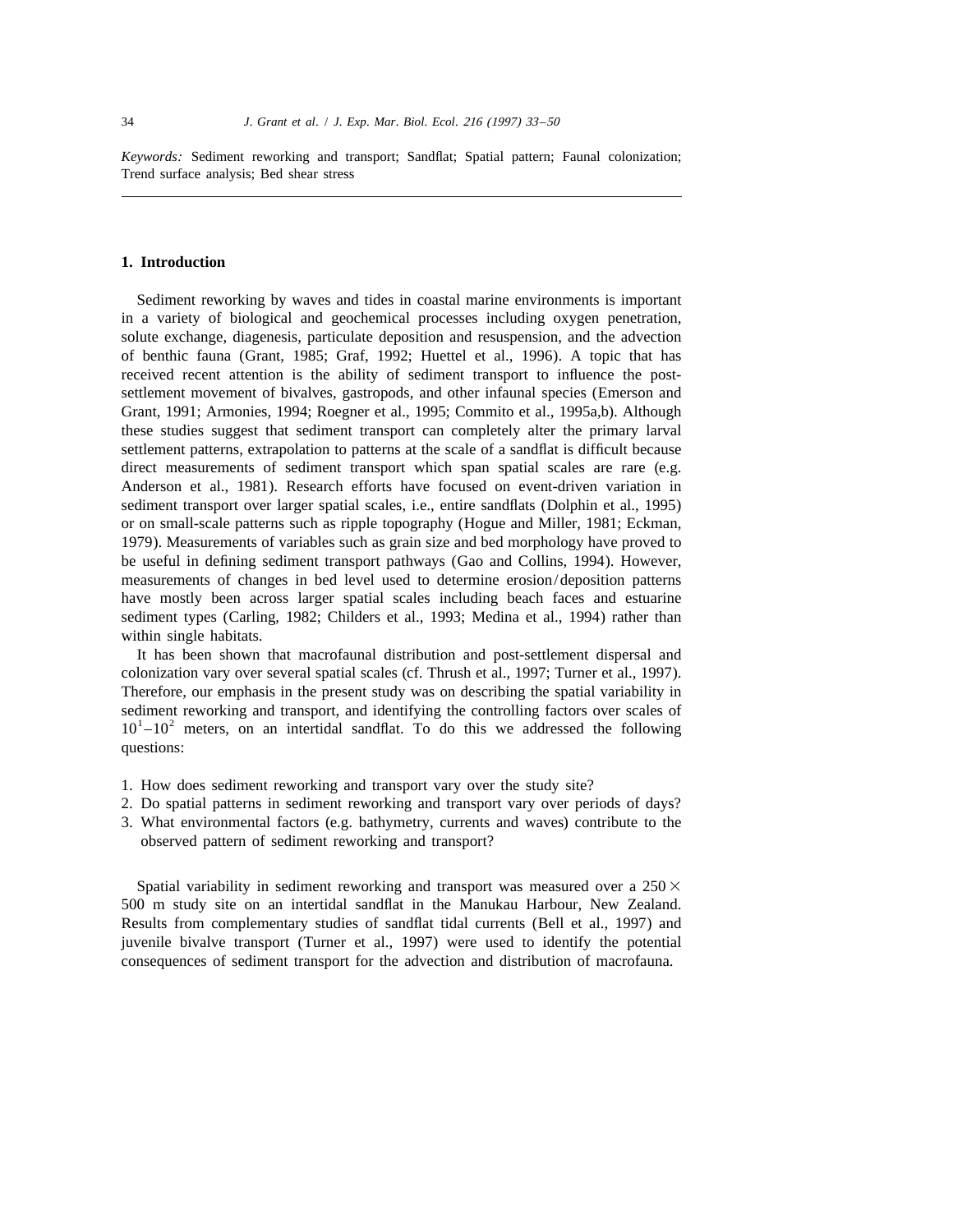*Keywords:* Sediment reworking and transport; Sandflat; Spatial pattern; Faunal colonization; Trend surface analysis; Bed shear stress

## 1. Introduction

Sediment reworking by waves and tides in coastal marine environments is important in a variety of biological and geochemical processes including oxygen penetration, solute exchange, diagenesis, particulate deposition and resuspension, and the advection of benthic fauna (Grant, 1985; Graf, 1992; Huettel et al., 1996). A topic that has received recent attention is the ability of sediment transport to influence the post-settlement movement of bivalves, gastropods, and other infaunal species (Emerson and Grant, 1991; Armonies, 1994; Roegner et al., 1995; Commito et al., 1995a,b). Although these studies suggest that sediment transport can completely alter the primary larval settlement patterns, extrapolation to patterns at the scale of a sandflat is difficult because direct measurements of sediment transport which span spatial scales are rare (e.g. Anderson et al., 1981). Research efforts have focused on event-driven variation in sediment transport over larger spatial scales, i.e., entire sandflats (Dolphin et al., 1995) or on small-scale patterns such as ripple topography (Hogue and Miller, 1981; Eckman, 1979). Measurements of variables such as grain size and bed morphology have proved to be useful in defining sediment transport pathways (Gao and Collins, 1994). However, measurements of changes in bed level used to determine erosion/deposition patterns have mostly been across larger spatial scales including beach faces and estuarine sediment types (Carling, 1982; Childers et al., 1993; Medina et al., 1994) rather than within single habitats.

It has been shown that macrofaunal distribution and post-settlement dispersal and colonization vary over several spatial scales (cf. Thrush et al., 1997; Turner et al., 1997). Therefore, our emphasis in the present study was on describing the spatial variability in sediment reworking and transport, and identifying the controlling factors over scales of $10^1$–$10^2$ meters, on an intertidal sandflat. To do this we addressed the following questions:

1. How does sediment reworking and transport vary over the study site?
2. Do spatial patterns in sediment reworking and transport vary over periods of days?
3. What environmental factors (e.g. bathymetry, currents and waves) contribute to the observed pattern of sediment reworking and transport?

Spatial variability in sediment reworking and transport was measured over a $250 \times 500$ m study site on an intertidal sandflat in the Manukau Harbour, New Zealand. Results from complementary studies of sandflat tidal currents (Bell et al., 1997) and juvenile bivalve transport (Turner et al., 1997) were used to identify the potential consequences of sediment transport for the advection and distribution of macrofauna.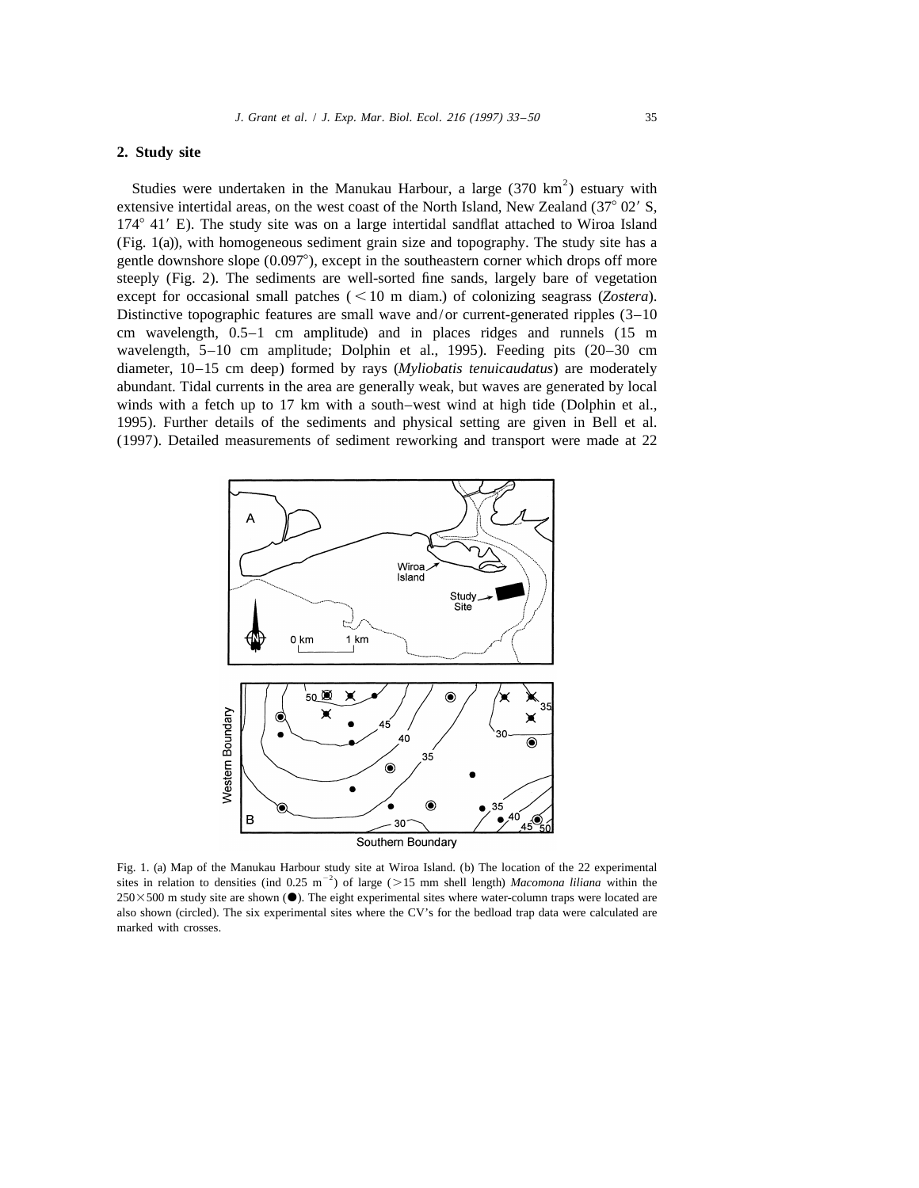## 2. Study site

Studies were undertaken in the Manukau Harbour, a large (370 km$^2$) estuary with extensive intertidal areas, on the west coast of the North Island, New Zealand (37° 02′ S, 174° 41′ E). The study site was on a large intertidal sandflat attached to Wiroa Island (Fig. 1(a)), with homogeneous sediment grain size and topography. The study site has a gentle downshore slope (0.097°), except in the southeastern corner which drops off more steeply (Fig. 2). The sediments are well-sorted fine sands, largely bare of vegetation except for occasional small patches (< 10 m diam.) of colonizing seagrass (*Zostera*). Distinctive topographic features are small wave and/or current-generated ripples (3–10 cm wavelength, 0.5–1 cm amplitude) and in places ridges and runnels (15 m wavelength, 5–10 cm amplitude; Dolphin et al., 1995). Feeding pits (20–30 cm diameter, 10–15 cm deep) formed by rays (*Myliobatis tenuicaudatus*) are moderately abundant. Tidal currents in the area are generally weak, but waves are generated by local winds with a fetch up to 17 km with a south–west wind at high tide (Dolphin et al., 1995). Further details of the sediments and physical setting are given in Bell et al. (1997). Detailed measurements of sediment reworking and transport were made at 22

Fig. 1. (a) Map of the Manukau Harbour study site at Wiroa Island. (b) The location of the 22 experimental sites in relation to densities (ind 0.25 m$^{-2}$) of large (>15 mm shell length) *Macomona liliana* within the 250×500 m study site are shown (●). The eight experimental sites where water-column traps were located are also shown (circled). The six experimental sites where the CV's for the bedload trap data were calculated are marked with crosses.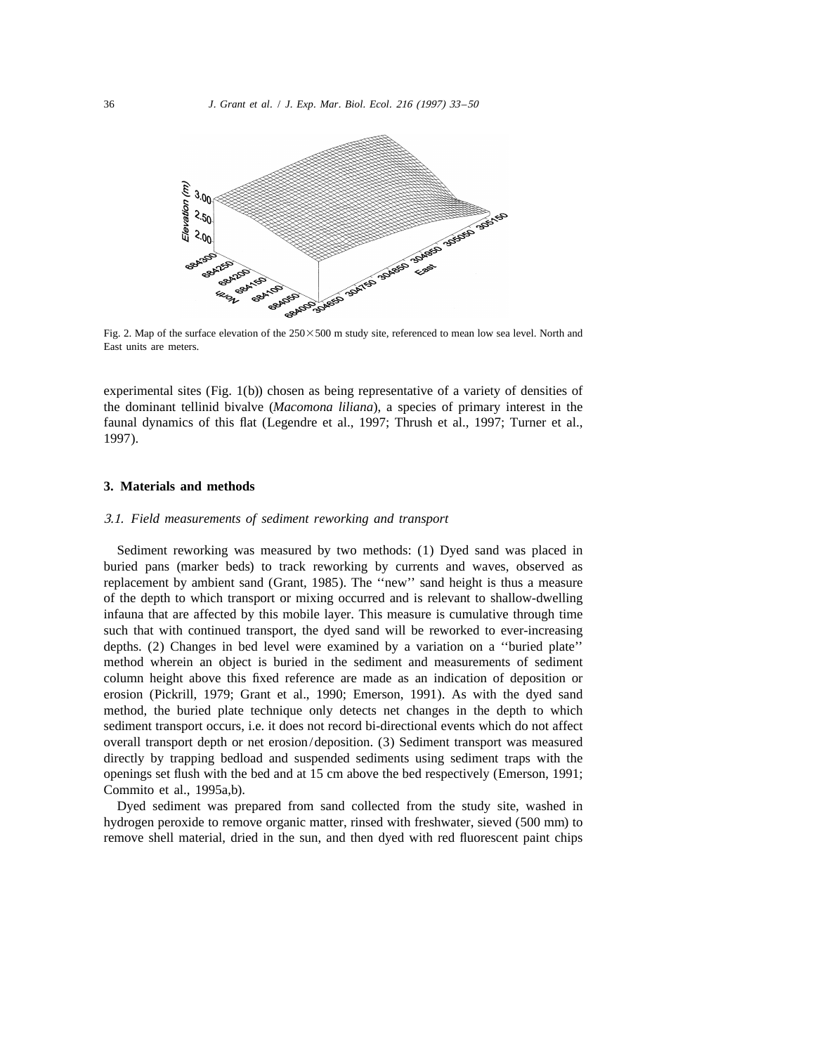Fig. 2. Map of the surface elevation of the 250×500 m study site, referenced to mean low sea level. North and East units are meters.

experimental sites (Fig. 1(b)) chosen as being representative of a variety of densities of the dominant tellinid bivalve (*Macomona liliana*), a species of primary interest in the faunal dynamics of this flat (Legendre et al., 1997; Thrush et al., 1997; Turner et al., 1997).

## 3. Materials and methods

### 3.1. Field measurements of sediment reworking and transport

Sediment reworking was measured by two methods: (1) Dyed sand was placed in buried pans (marker beds) to track reworking by currents and waves, observed as replacement by ambient sand (Grant, 1985). The ''new'' sand height is thus a measure of the depth to which transport or mixing occurred and is relevant to shallow-dwelling infauna that are affected by this mobile layer. This measure is cumulative through time such that with continued transport, the dyed sand will be reworked to ever-increasing depths. (2) Changes in bed level were examined by a variation on a ''buried plate'' method wherein an object is buried in the sediment and measurements of sediment column height above this fixed reference are made as an indication of deposition or erosion (Pickrill, 1979; Grant et al., 1990; Emerson, 1991). As with the dyed sand method, the buried plate technique only detects net changes in the depth to which sediment transport occurs, i.e. it does not record bi-directional events which do not affect overall transport depth or net erosion/deposition. (3) Sediment transport was measured directly by trapping bedload and suspended sediments using sediment traps with the openings set flush with the bed and at 15 cm above the bed respectively (Emerson, 1991; Commito et al., 1995a,b).

Dyed sediment was prepared from sand collected from the study site, washed in hydrogen peroxide to remove organic matter, rinsed with freshwater, sieved (500 mm) to remove shell material, dried in the sun, and then dyed with red fluorescent paint chips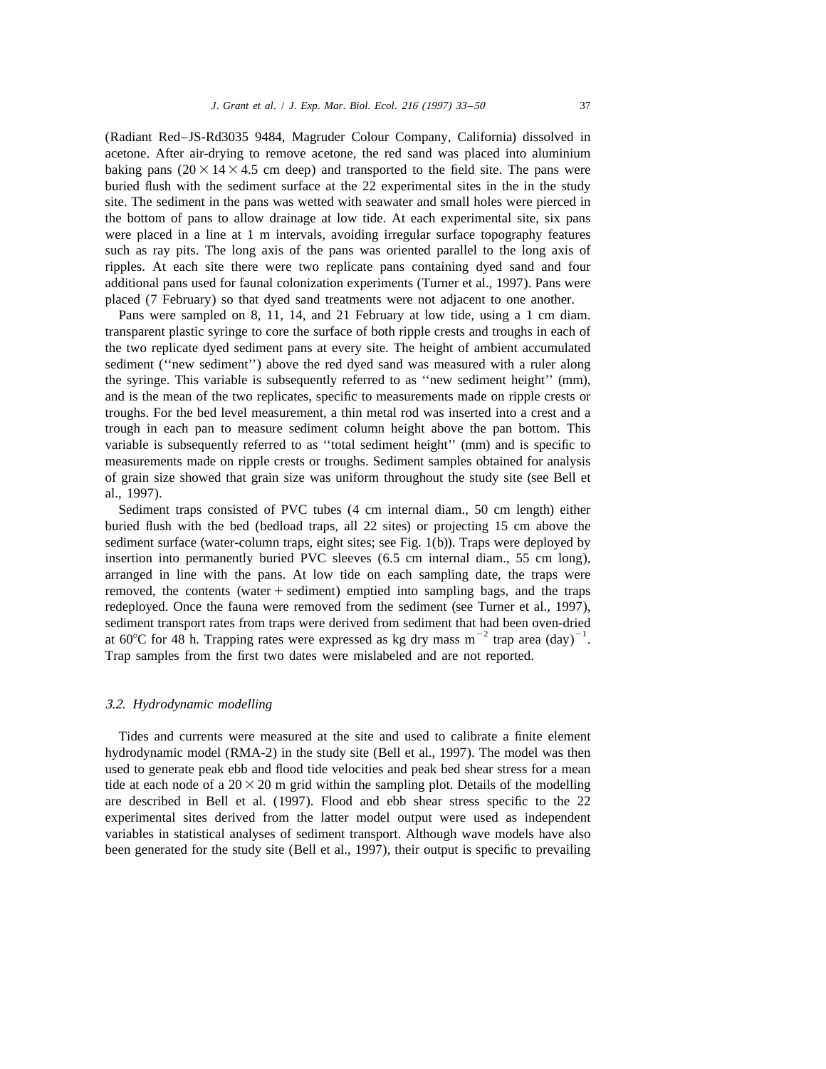(Radiant Red–JS-Rd3035 9484, Magruder Colour Company, California) dissolved in acetone. After air-drying to remove acetone, the red sand was placed into aluminium baking pans ($20\times14\times4.5$ cm deep) and transported to the field site. The pans were buried flush with the sediment surface at the 22 experimental sites in the in the study site. The sediment in the pans was wetted with seawater and small holes were pierced in the bottom of pans to allow drainage at low tide. At each experimental site, six pans were placed in a line at 1 m intervals, avoiding irregular surface topography features such as ray pits. The long axis of the pans was oriented parallel to the long axis of ripples. At each site there were two replicate pans containing dyed sand and four additional pans used for faunal colonization experiments (Turner et al., 1997). Pans were placed (7 February) so that dyed sand treatments were not adjacent to one another.

Pans were sampled on 8, 11, 14, and 21 February at low tide, using a 1 cm diam. transparent plastic syringe to core the surface of both ripple crests and troughs in each of the two replicate dyed sediment pans at every site. The height of ambient accumulated sediment (''new sediment'') above the red dyed sand was measured with a ruler along the syringe. This variable is subsequently referred to as ''new sediment height'' (mm), and is the mean of the two replicates, specific to measurements made on ripple crests or troughs. For the bed level measurement, a thin metal rod was inserted into a crest and a trough in each pan to measure sediment column height above the pan bottom. This variable is subsequently referred to as ''total sediment height'' (mm) and is specific to measurements made on ripple crests or troughs. Sediment samples obtained for analysis of grain size showed that grain size was uniform throughout the study site (see Bell et al., 1997).

Sediment traps consisted of PVC tubes (4 cm internal diam., 50 cm length) either buried flush with the bed (bedload traps, all 22 sites) or projecting 15 cm above the sediment surface (water-column traps, eight sites; see Fig. 1(b)). Traps were deployed by insertion into permanently buried PVC sleeves (6.5 cm internal diam., 55 cm long), arranged in line with the pans. At low tide on each sampling date, the traps were removed, the contents (water + sediment) emptied into sampling bags, and the traps redeployed. Once the fauna were removed from the sediment (see Turner et al., 1997), sediment transport rates from traps were derived from sediment that had been oven-dried at 60°C for 48 h. Trapping rates were expressed as kg dry mass $m^{-2}$ trap area $(day)^{-1}$. Trap samples from the first two dates were mislabeled and are not reported.

### *3.2. Hydrodynamic modelling*

Tides and currents were measured at the site and used to calibrate a finite element hydrodynamic model (RMA-2) in the study site (Bell et al., 1997). The model was then used to generate peak ebb and flood tide velocities and peak bed shear stress for a mean tide at each node of a $20\times20$ m grid within the sampling plot. Details of the modelling are described in Bell et al. (1997). Flood and ebb shear stress specific to the 22 experimental sites derived from the latter model output were used as independent variables in statistical analyses of sediment transport. Although wave models have also been generated for the study site (Bell et al., 1997), their output is specific to prevailing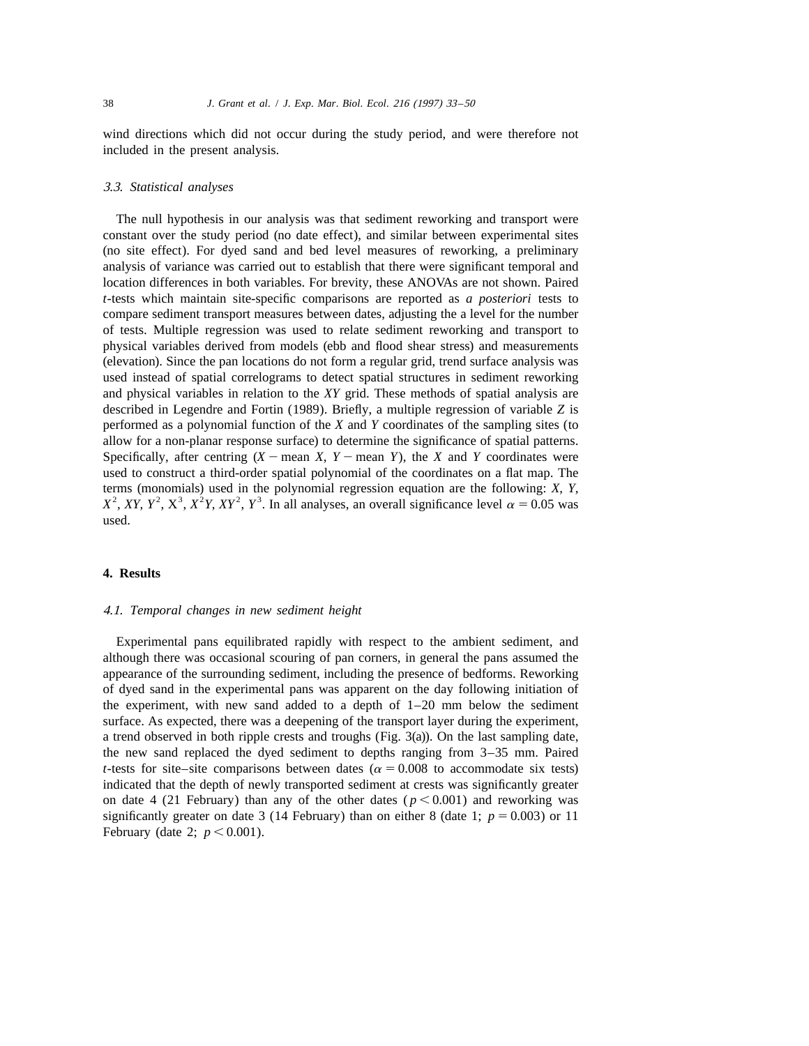wind directions which did not occur during the study period, and were therefore not included in the present analysis.

### 3.3. Statistical analyses

The null hypothesis in our analysis was that sediment reworking and transport were constant over the study period (no date effect), and similar between experimental sites (no site effect). For dyed sand and bed level measures of reworking, a preliminary analysis of variance was carried out to establish that there were significant temporal and location differences in both variables. For brevity, these ANOVAs are not shown. Paired *t*-tests which maintain site-specific comparisons are reported as *a posteriori* tests to compare sediment transport measures between dates, adjusting the a level for the number of tests. Multiple regression was used to relate sediment reworking and transport to physical variables derived from models (ebb and flood shear stress) and measurements (elevation). Since the pan locations do not form a regular grid, trend surface analysis was used instead of spatial correlograms to detect spatial structures in sediment reworking and physical variables in relation to the *XY* grid. These methods of spatial analysis are described in Legendre and Fortin (1989). Briefly, a multiple regression of variable *Z* is performed as a polynomial function of the *X* and *Y* coordinates of the sampling sites (to allow for a non-planar response surface) to determine the significance of spatial patterns. Specifically, after centring ($X -$ mean $X$, $Y -$ mean $Y$), the *X* and *Y* coordinates were used to construct a third-order spatial polynomial of the coordinates on a flat map. The terms (monomials) used in the polynomial regression equation are the following: $X$, $Y$, $X^2$, $XY$, $Y^2$, $X^3$, $X^2Y$, $XY^2$, $Y^3$. In all analyses, an overall significance level $\alpha = 0.05$ was used.

## 4. Results

### 4.1. Temporal changes in new sediment height

Experimental pans equilibrated rapidly with respect to the ambient sediment, and although there was occasional scouring of pan corners, in general the pans assumed the appearance of the surrounding sediment, including the presence of bedforms. Reworking of dyed sand in the experimental pans was apparent on the day following initiation of the experiment, with new sand added to a depth of 1–20 mm below the sediment surface. As expected, there was a deepening of the transport layer during the experiment, a trend observed in both ripple crests and troughs (Fig. 3(a)). On the last sampling date, the new sand replaced the dyed sediment to depths ranging from 3–35 mm. Paired *t*-tests for site–site comparisons between dates ($\alpha = 0.008$ to accommodate six tests) indicated that the depth of newly transported sediment at crests was significantly greater on date 4 (21 February) than any of the other dates ($p < 0.001$) and reworking was significantly greater on date 3 (14 February) than on either 8 (date 1; $p = 0.003$) or 11 February (date 2; $p < 0.001$).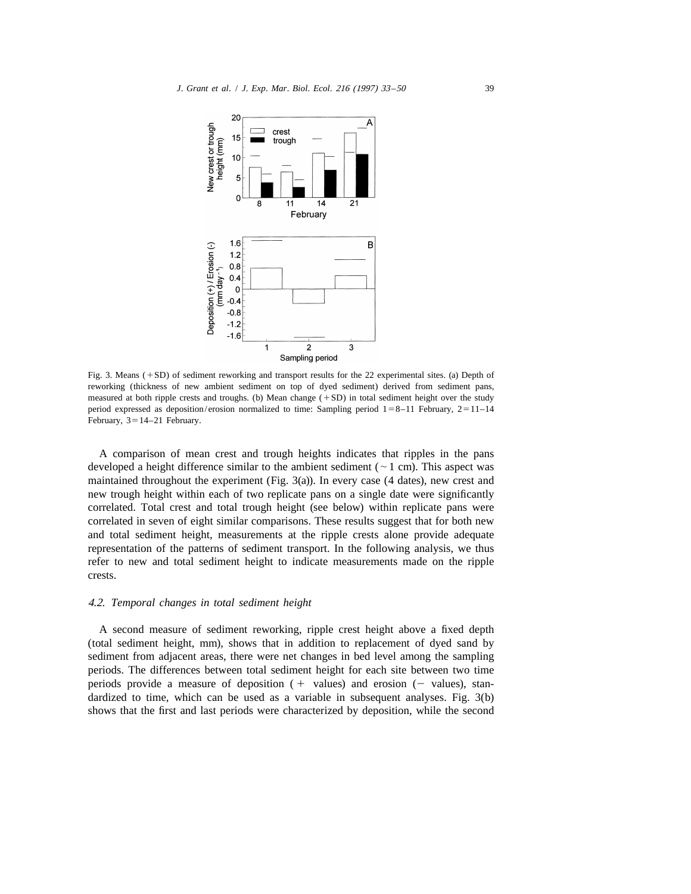Fig. 3. Means (+SD) of sediment reworking and transport results for the 22 experimental sites. (a) Depth of reworking (thickness of new ambient sediment on top of dyed sediment) derived from sediment pans, measured at both ripple crests and troughs. (b) Mean change (+SD) in total sediment height over the study period expressed as deposition/erosion normalized to time: Sampling period 1=8–11 February, 2=11–14 February, 3=14–21 February.

A comparison of mean crest and trough heights indicates that ripples in the pans developed a height difference similar to the ambient sediment (~1 cm). This aspect was maintained throughout the experiment (Fig. 3(a)). In every case (4 dates), new crest and new trough height within each of two replicate pans on a single date were significantly correlated. Total crest and total trough height (see below) within replicate pans were correlated in seven of eight similar comparisons. These results suggest that for both new and total sediment height, measurements at the ripple crests alone provide adequate representation of the patterns of sediment transport. In the following analysis, we thus refer to new and total sediment height to indicate measurements made on the ripple crests.

### 4.2. Temporal changes in total sediment height

A second measure of sediment reworking, ripple crest height above a fixed depth (total sediment height, mm), shows that in addition to replacement of dyed sand by sediment from adjacent areas, there were net changes in bed level among the sampling periods. The differences between total sediment height for each site between two time periods provide a measure of deposition (+ values) and erosion (− values), standardized to time, which can be used as a variable in subsequent analyses. Fig. 3(b) shows that the first and last periods were characterized by deposition, while the second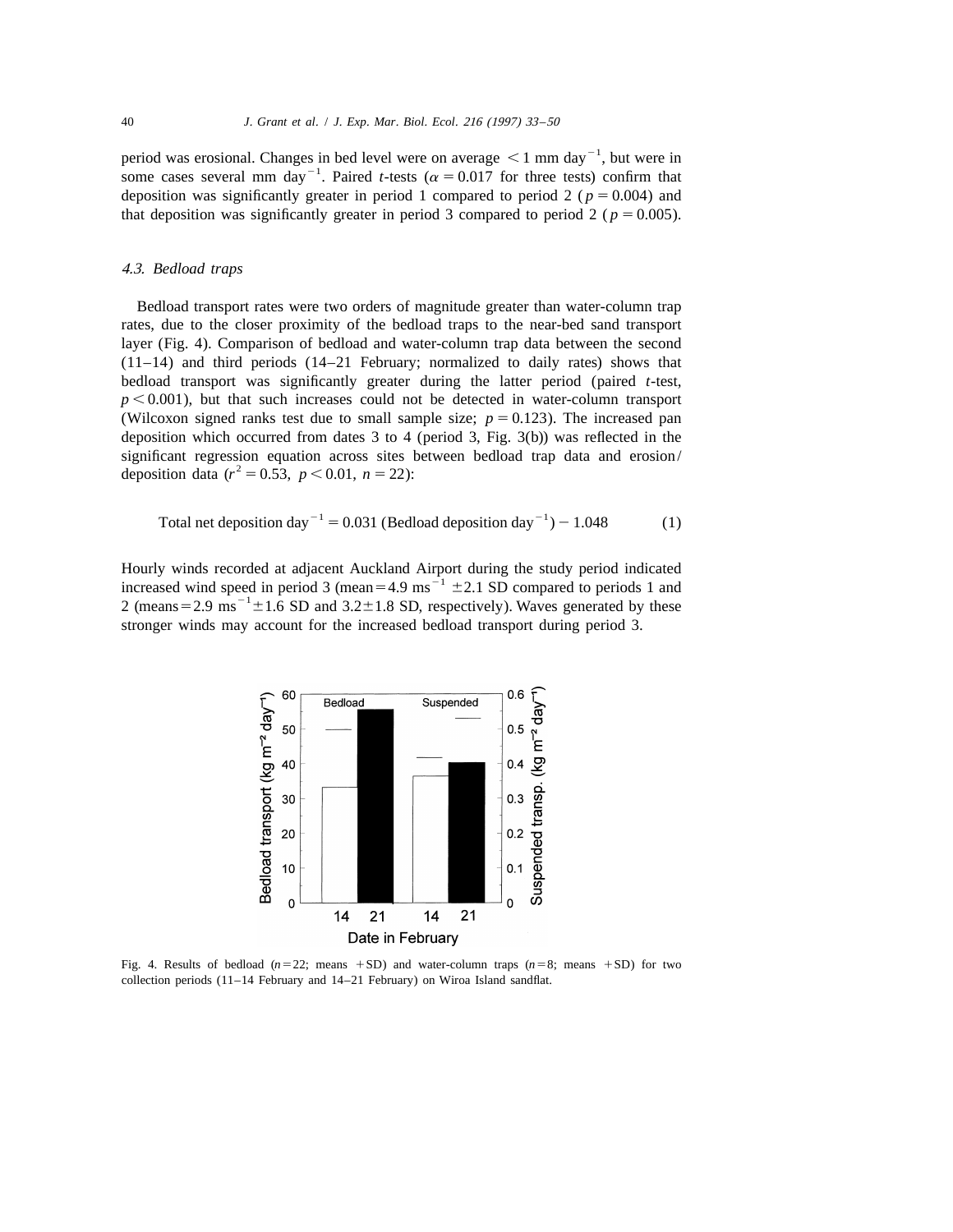period was erosional. Changes in bed level were on average $< 1$ mm day$^{-1}$, but were in some cases several mm day$^{-1}$. Paired *t*-tests ($\alpha = 0.017$ for three tests) confirm that deposition was significantly greater in period 1 compared to period 2 ($p = 0.004$) and that deposition was significantly greater in period 3 compared to period 2 ($p = 0.005$).

### 4.3. Bedload traps

Bedload transport rates were two orders of magnitude greater than water-column trap rates, due to the closer proximity of the bedload traps to the near-bed sand transport layer (Fig. 4). Comparison of bedload and water-column trap data between the second (11–14) and third periods (14–21 February; normalized to daily rates) shows that bedload transport was significantly greater during the latter period (paired *t*-test, $p < 0.001$), but that such increases could not be detected in water-column transport (Wilcoxon signed ranks test due to small sample size; $p = 0.123$). The increased pan deposition which occurred from dates 3 to 4 (period 3, Fig. 3(b)) was reflected in the significant regression equation across sites between bedload trap data and erosion/deposition data ($r^2 = 0.53$, $p < 0.01$, $n = 22$):

$$\text{Total net deposition day}^{-1} = 0.031\ (\text{Bedload deposition day}^{-1}) - 1.048 \qquad (1)$$

Hourly winds recorded at adjacent Auckland Airport during the study period indicated increased wind speed in period 3 (mean $= 4.9$ ms$^{-1}$ $\pm 2.1$ SD compared to periods 1 and 2 (means $= 2.9$ ms$^{-1}$ $\pm 1.6$ SD and $3.2 \pm 1.8$ SD, respectively). Waves generated by these stronger winds may account for the increased bedload transport during period 3.

Fig. 4. Results of bedload ($n = 22$; means $+$SD) and water-column traps ($n = 8$; means $+$SD) for two collection periods (11–14 February and 14–21 February) on Wiroa Island sandflat.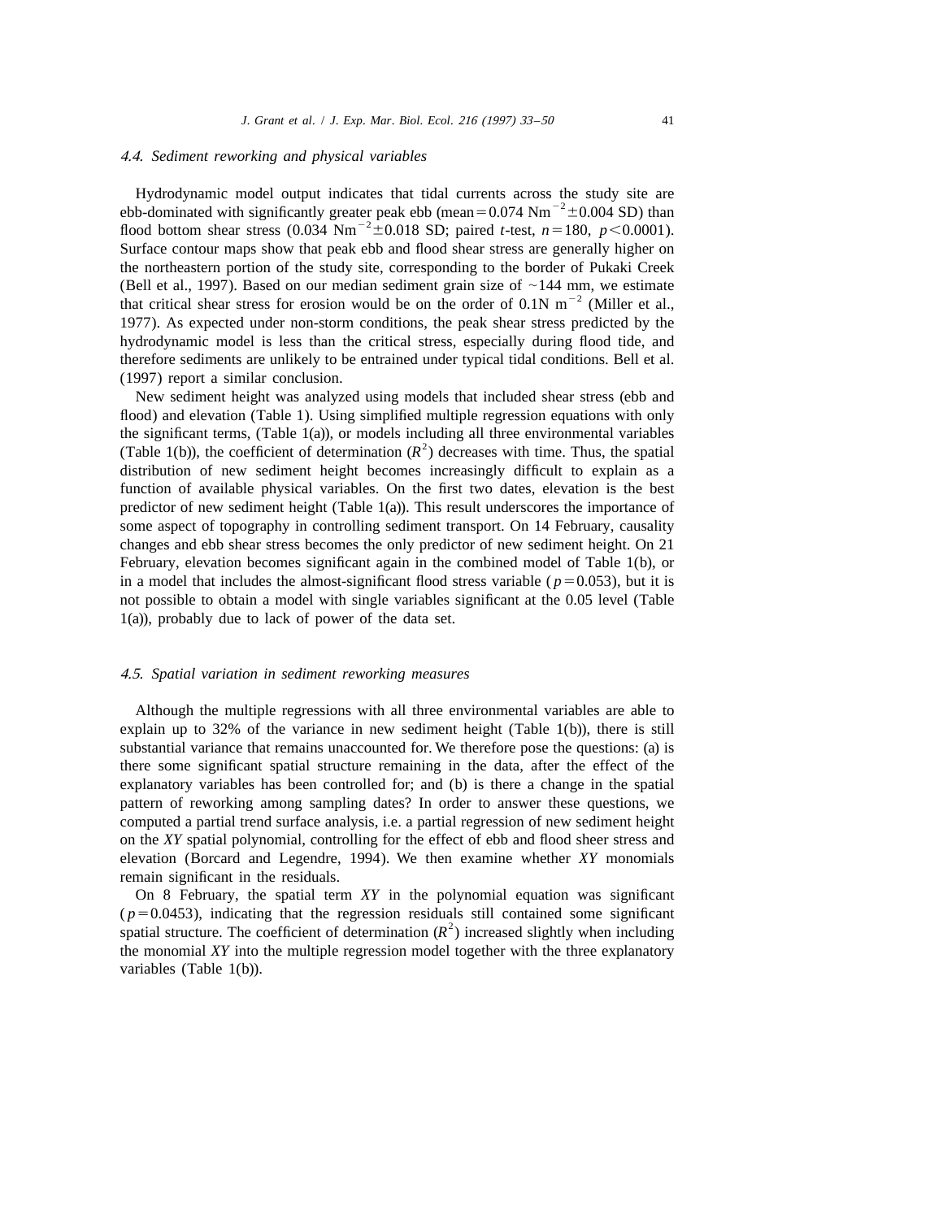### 4.4. Sediment reworking and physical variables

Hydrodynamic model output indicates that tidal currents across the study site are ebb-dominated with significantly greater peak ebb (mean = 0.074 $\mathrm{Nm}^{-2}$ ± 0.004 SD) than flood bottom shear stress (0.034 $\mathrm{Nm}^{-2}$ ± 0.018 SD; paired *t*-test, $n = 180$, $p < 0.0001$). Surface contour maps show that peak ebb and flood shear stress are generally higher on the northeastern portion of the study site, corresponding to the border of Pukaki Creek (Bell et al., 1997). Based on our median sediment grain size of ~144 mm, we estimate that critical shear stress for erosion would be on the order of 0.1N $\mathrm{m}^{-2}$ (Miller et al., 1977). As expected under non-storm conditions, the peak shear stress predicted by the hydrodynamic model is less than the critical stress, especially during flood tide, and therefore sediments are unlikely to be entrained under typical tidal conditions. Bell et al. (1997) report a similar conclusion.

New sediment height was analyzed using models that included shear stress (ebb and flood) and elevation (Table 1). Using simplified multiple regression equations with only the significant terms, (Table 1(a)), or models including all three environmental variables (Table 1(b)), the coefficient of determination ($R^2$) decreases with time. Thus, the spatial distribution of new sediment height becomes increasingly difficult to explain as a function of available physical variables. On the first two dates, elevation is the best predictor of new sediment height (Table 1(a)). This result underscores the importance of some aspect of topography in controlling sediment transport. On 14 February, causality changes and ebb shear stress becomes the only predictor of new sediment height. On 21 February, elevation becomes significant again in the combined model of Table 1(b), or in a model that includes the almost-significant flood stress variable ($p = 0.053$), but it is not possible to obtain a model with single variables significant at the 0.05 level (Table 1(a)), probably due to lack of power of the data set.

### 4.5. Spatial variation in sediment reworking measures

Although the multiple regressions with all three environmental variables are able to explain up to 32% of the variance in new sediment height (Table 1(b)), there is still substantial variance that remains unaccounted for. We therefore pose the questions: (a) is there some significant spatial structure remaining in the data, after the effect of the explanatory variables has been controlled for; and (b) is there a change in the spatial pattern of reworking among sampling dates? In order to answer these questions, we computed a partial trend surface analysis, i.e. a partial regression of new sediment height on the *XY* spatial polynomial, controlling for the effect of ebb and flood sheer stress and elevation (Borcard and Legendre, 1994). We then examine whether *XY* monomials remain significant in the residuals.

On 8 February, the spatial term *XY* in the polynomial equation was significant ($p = 0.0453$), indicating that the regression residuals still contained some significant spatial structure. The coefficient of determination ($R^2$) increased slightly when including the monomial *XY* into the multiple regression model together with the three explanatory variables (Table 1(b)).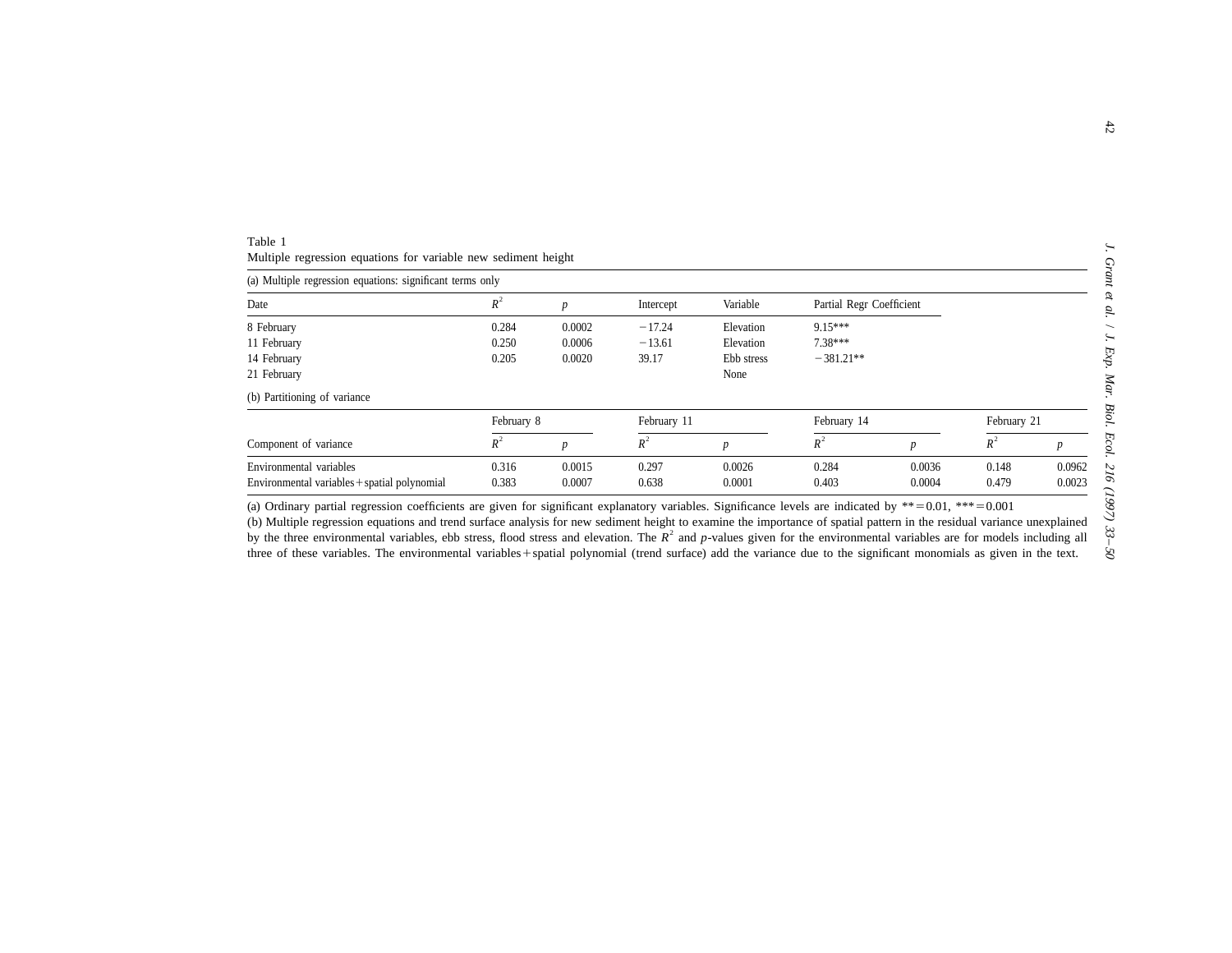Table 1
Multiple regression equations for variable new sediment height

(a) Multiple regression equations: significant terms only

| Date | $R^2$ | $p$ | Intercept | Variable | Partial Regr Coefficient |
|---|---|---|---|---|---|
| 8 February | 0.284 | 0.0002 | −17.24 | Elevation | 9.15*** |
| 11 February | 0.250 | 0.0006 | −13.61 | Elevation | 7.38*** |
| 14 February | 0.205 | 0.0020 | 39.17 | Ebb stress | −381.21** |
| 21 February | | | | None | |

(b) Partitioning of variance

| | February 8 | | February 11 | | February 14 | | February 21 | |
|---|---|---|---|---|---|---|---|---|
| Component of variance | $R^2$ | $p$ | $R^2$ | $p$ | $R^2$ | $p$ | $R^2$ | $p$ |
| Environmental variables | 0.316 | 0.0015 | 0.297 | 0.0026 | 0.284 | 0.0036 | 0.148 | 0.0962 |
| Environmental variables + spatial polynomial | 0.383 | 0.0007 | 0.638 | 0.0001 | 0.403 | 0.0004 | 0.479 | 0.0023 |

(a) Ordinary partial regression coefficients are given for significant explanatory variables. Significance levels are indicated by ** = 0.01, *** = 0.001

(b) Multiple regression equations and trend surface analysis for new sediment height to examine the importance of spatial pattern in the residual variance unexplained by the three environmental variables, ebb stress, flood stress and elevation. The $R^2$ and $p$-values given for the environmental variables are for models including all three of these variables. The environmental variables + spatial polynomial (trend surface) add the variance due to the significant monomials as given in the text.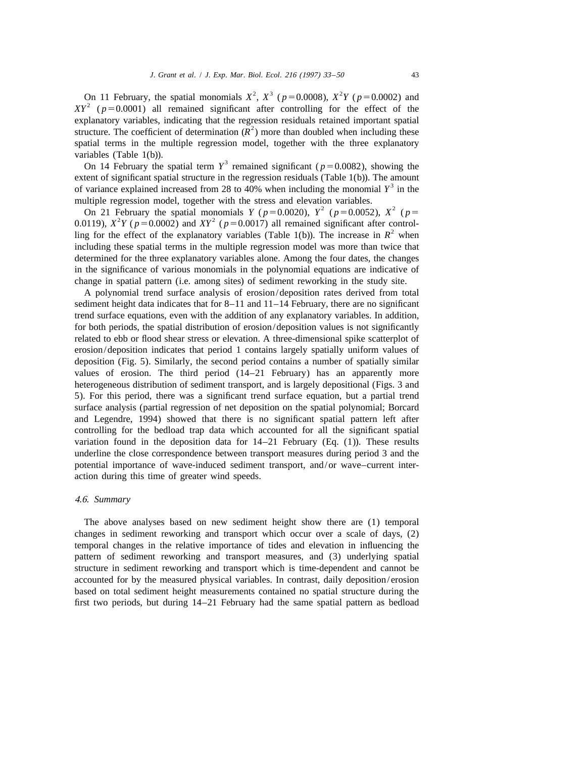On 11 February, the spatial monomials $X^2$, $X^3$ ($p=0.0008$), $X^2Y$ ($p=0.0002$) and $XY^2$ ($p=0.0001$) all remained significant after controlling for the effect of the explanatory variables, indicating that the regression residuals retained important spatial structure. The coefficient of determination ($R^2$) more than doubled when including these spatial terms in the multiple regression model, together with the three explanatory variables (Table 1(b)).

On 14 February the spatial term $Y^3$ remained significant ($p=0.0082$), showing the extent of significant spatial structure in the regression residuals (Table 1(b)). The amount of variance explained increased from 28 to 40% when including the monomial $Y^3$ in the multiple regression model, together with the stress and elevation variables.

On 21 February the spatial monomials $Y$ ($p=0.0020$), $Y^2$ ($p=0.0052$), $X^2$ ($p=0.0119$), $X^2Y$ ($p=0.0002$) and $XY^2$ ($p=0.0017$) all remained significant after controlling for the effect of the explanatory variables (Table 1(b)). The increase in $R^2$ when including these spatial terms in the multiple regression model was more than twice that determined for the three explanatory variables alone. Among the four dates, the changes in the significance of various monomials in the polynomial equations are indicative of change in spatial pattern (i.e. among sites) of sediment reworking in the study site.

A polynomial trend surface analysis of erosion/deposition rates derived from total sediment height data indicates that for 8–11 and 11–14 February, there are no significant trend surface equations, even with the addition of any explanatory variables. In addition, for both periods, the spatial distribution of erosion/deposition values is not significantly related to ebb or flood shear stress or elevation. A three-dimensional spike scatterplot of erosion/deposition indicates that period 1 contains largely spatially uniform values of deposition (Fig. 5). Similarly, the second period contains a number of spatially similar values of erosion. The third period (14–21 February) has an apparently more heterogeneous distribution of sediment transport, and is largely depositional (Figs. 3 and 5). For this period, there was a significant trend surface equation, but a partial trend surface analysis (partial regression of net deposition on the spatial polynomial; Borcard and Legendre, 1994) showed that there is no significant spatial pattern left after controlling for the bedload trap data which accounted for all the significant spatial variation found in the deposition data for 14–21 February (Eq. (1)). These results underline the close correspondence between transport measures during period 3 and the potential importance of wave-induced sediment transport, and/or wave–current interaction during this time of greater wind speeds.

### *4.6. Summary*

The above analyses based on new sediment height show there are (1) temporal changes in sediment reworking and transport which occur over a scale of days, (2) temporal changes in the relative importance of tides and elevation in influencing the pattern of sediment reworking and transport measures, and (3) underlying spatial structure in sediment reworking and transport which is time-dependent and cannot be accounted for by the measured physical variables. In contrast, daily deposition/erosion based on total sediment height measurements contained no spatial structure during the first two periods, but during 14–21 February had the same spatial pattern as bedload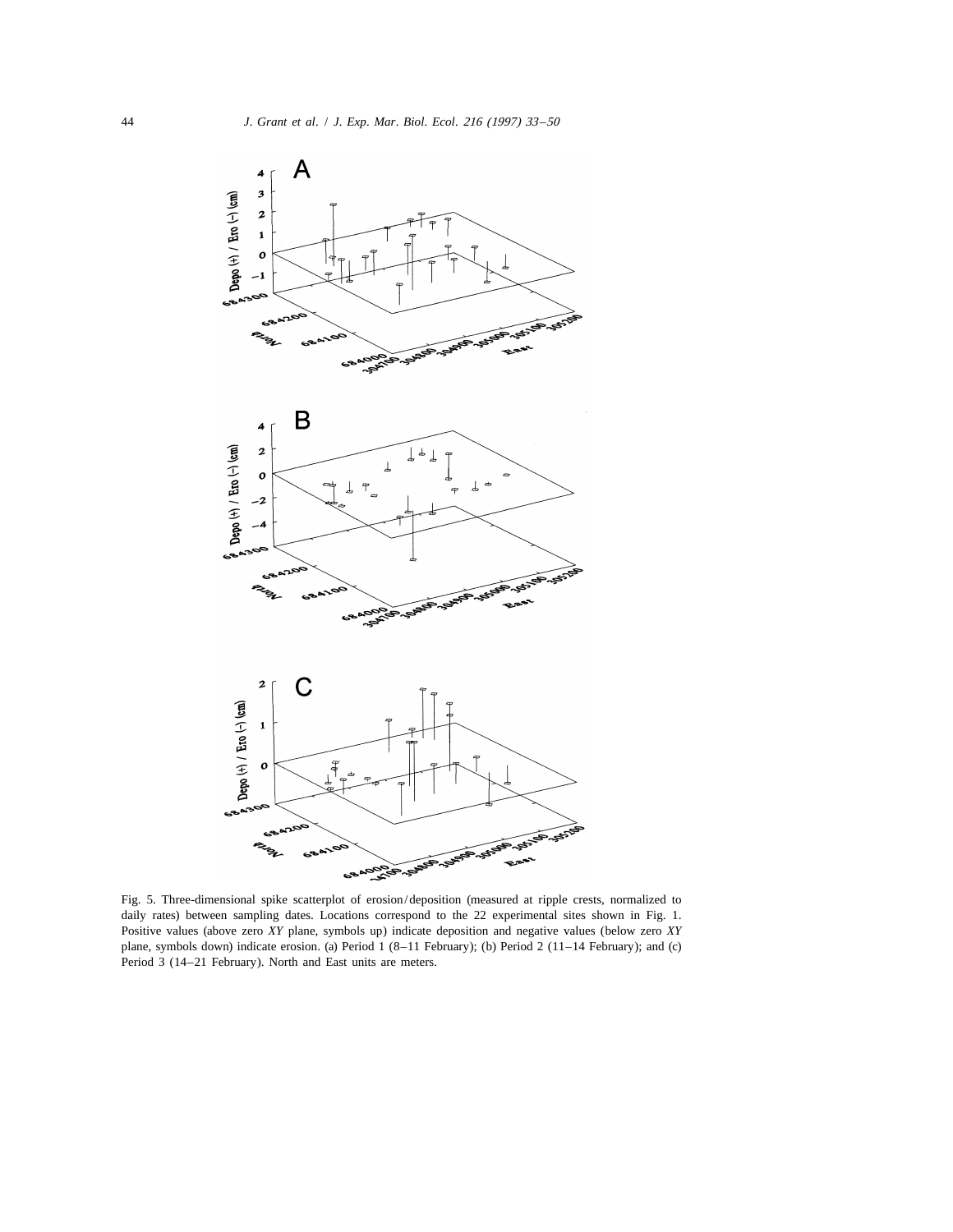Fig. 5. Three-dimensional spike scatterplot of erosion/deposition (measured at ripple crests, normalized to daily rates) between sampling dates. Locations correspond to the 22 experimental sites shown in Fig. 1. Positive values (above zero *XY* plane, symbols up) indicate deposition and negative values (below zero *XY* plane, symbols down) indicate erosion. (a) Period 1 (8–11 February); (b) Period 2 (11–14 February); and (c) Period 3 (14–21 February). North and East units are meters.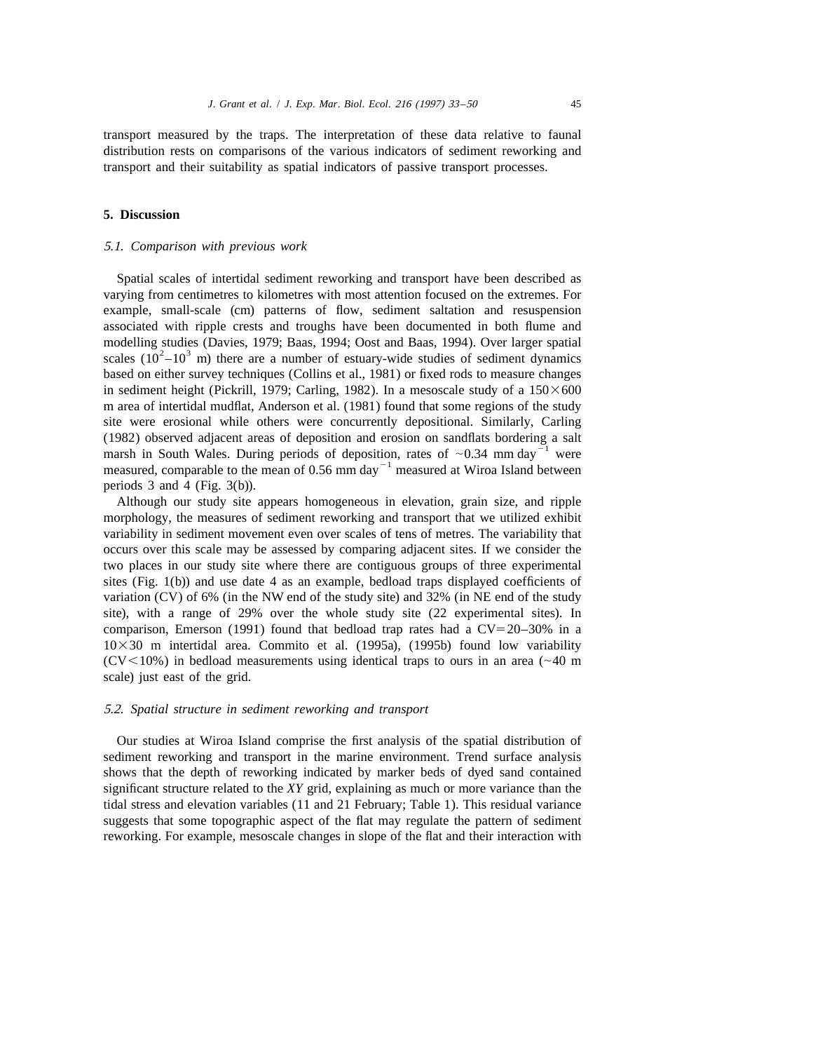transport measured by the traps. The interpretation of these data relative to faunal distribution rests on comparisons of the various indicators of sediment reworking and transport and their suitability as spatial indicators of passive transport processes.

## 5. Discussion

### *5.1. Comparison with previous work*

Spatial scales of intertidal sediment reworking and transport have been described as varying from centimetres to kilometres with most attention focused on the extremes. For example, small-scale (cm) patterns of flow, sediment saltation and resuspension associated with ripple crests and troughs have been documented in both flume and modelling studies (Davies, 1979; Baas, 1994; Oost and Baas, 1994). Over larger spatial scales ($10^2$–$10^3$ m) there are a number of estuary-wide studies of sediment dynamics based on either survey techniques (Collins et al., 1981) or fixed rods to measure changes in sediment height (Pickrill, 1979; Carling, 1982). In a mesoscale study of a $150 \times 600$ m area of intertidal mudflat, Anderson et al. (1981) found that some regions of the study site were erosional while others were concurrently depositional. Similarly, Carling (1982) observed adjacent areas of deposition and erosion on sandflats bordering a salt marsh in South Wales. During periods of deposition, rates of ~0.34 mm day$^{-1}$ were measured, comparable to the mean of 0.56 mm day$^{-1}$ measured at Wiroa Island between periods 3 and 4 (Fig. 3(b)).

Although our study site appears homogeneous in elevation, grain size, and ripple morphology, the measures of sediment reworking and transport that we utilized exhibit variability in sediment movement even over scales of tens of metres. The variability that occurs over this scale may be assessed by comparing adjacent sites. If we consider the two places in our study site where there are contiguous groups of three experimental sites (Fig. 1(b)) and use date 4 as an example, bedload traps displayed coefficients of variation (CV) of 6% (in the NW end of the study site) and 32% (in NE end of the study site), with a range of 29% over the whole study site (22 experimental sites). In comparison, Emerson (1991) found that bedload trap rates had a CV=20–30% in a $10 \times 30$ m intertidal area. Commito et al. (1995a), (1995b) found low variability (CV<10%) in bedload measurements using identical traps to ours in an area (~40 m scale) just east of the grid.

### *5.2. Spatial structure in sediment reworking and transport*

Our studies at Wiroa Island comprise the first analysis of the spatial distribution of sediment reworking and transport in the marine environment. Trend surface analysis shows that the depth of reworking indicated by marker beds of dyed sand contained significant structure related to the *XY* grid, explaining as much or more variance than the tidal stress and elevation variables (11 and 21 February; Table 1). This residual variance suggests that some topographic aspect of the flat may regulate the pattern of sediment reworking. For example, mesoscale changes in slope of the flat and their interaction with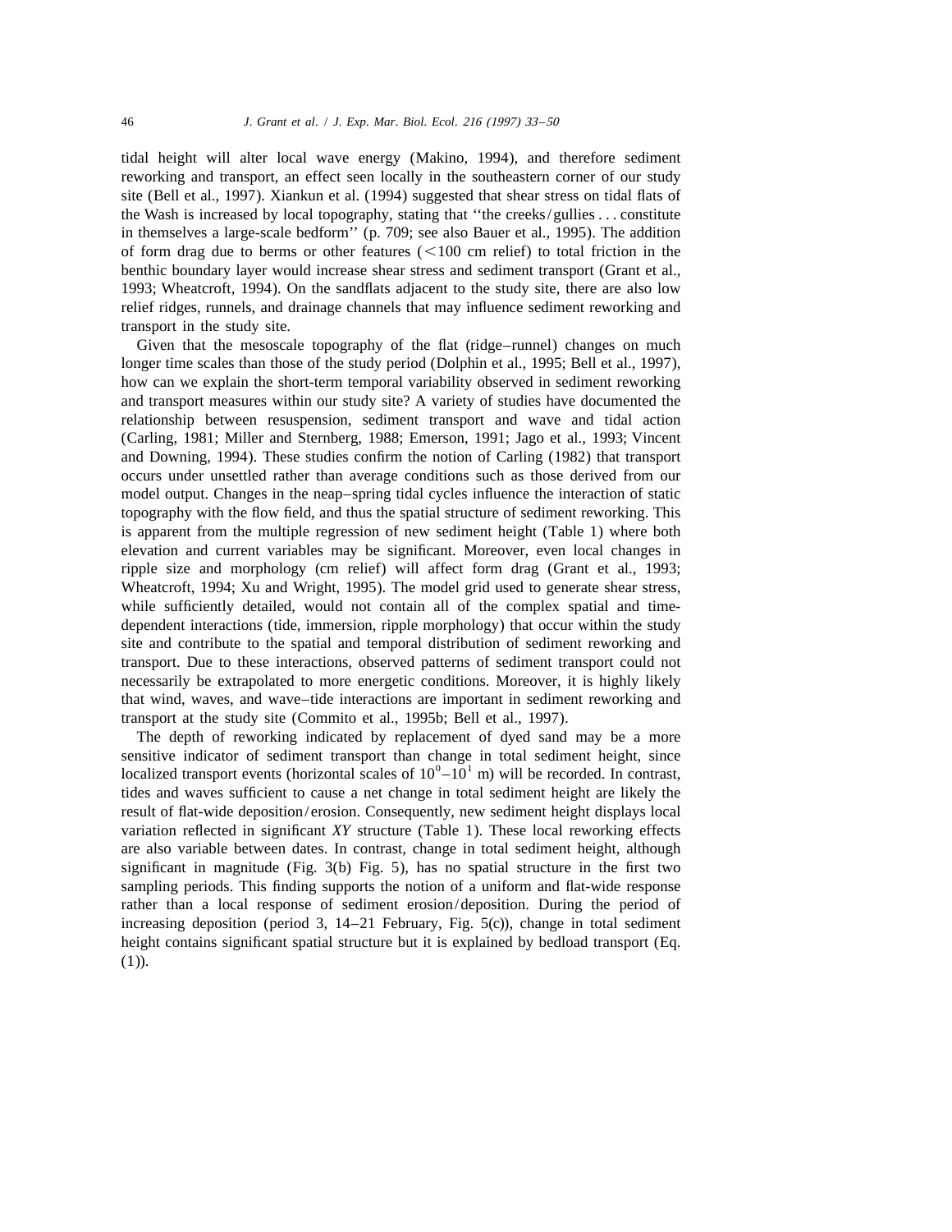tidal height will alter local wave energy (Makino, 1994), and therefore sediment reworking and transport, an effect seen locally in the southeastern corner of our study site (Bell et al., 1997). Xiankun et al. (1994) suggested that shear stress on tidal flats of the Wash is increased by local topography, stating that ''the creeks/gullies . . . constitute in themselves a large-scale bedform'' (p. 709; see also Bauer et al., 1995). The addition of form drag due to berms or other features ($<100$ cm relief) to total friction in the benthic boundary layer would increase shear stress and sediment transport (Grant et al., 1993; Wheatcroft, 1994). On the sandflats adjacent to the study site, there are also low relief ridges, runnels, and drainage channels that may influence sediment reworking and transport in the study site.

Given that the mesoscale topography of the flat (ridge–runnel) changes on much longer time scales than those of the study period (Dolphin et al., 1995; Bell et al., 1997), how can we explain the short-term temporal variability observed in sediment reworking and transport measures within our study site? A variety of studies have documented the relationship between resuspension, sediment transport and wave and tidal action (Carling, 1981; Miller and Sternberg, 1988; Emerson, 1991; Jago et al., 1993; Vincent and Downing, 1994). These studies confirm the notion of Carling (1982) that transport occurs under unsettled rather than average conditions such as those derived from our model output. Changes in the neap–spring tidal cycles influence the interaction of static topography with the flow field, and thus the spatial structure of sediment reworking. This is apparent from the multiple regression of new sediment height (Table 1) where both elevation and current variables may be significant. Moreover, even local changes in ripple size and morphology (cm relief) will affect form drag (Grant et al., 1993; Wheatcroft, 1994; Xu and Wright, 1995). The model grid used to generate shear stress, while sufficiently detailed, would not contain all of the complex spatial and time-dependent interactions (tide, immersion, ripple morphology) that occur within the study site and contribute to the spatial and temporal distribution of sediment reworking and transport. Due to these interactions, observed patterns of sediment transport could not necessarily be extrapolated to more energetic conditions. Moreover, it is highly likely that wind, waves, and wave–tide interactions are important in sediment reworking and transport at the study site (Commito et al., 1995b; Bell et al., 1997).

The depth of reworking indicated by replacement of dyed sand may be a more sensitive indicator of sediment transport than change in total sediment height, since localized transport events (horizontal scales of $10^0$–$10^1$ m) will be recorded. In contrast, tides and waves sufficient to cause a net change in total sediment height are likely the result of flat-wide deposition/erosion. Consequently, new sediment height displays local variation reflected in significant *XY* structure (Table 1). These local reworking effects are also variable between dates. In contrast, change in total sediment height, although significant in magnitude (Fig. 3(b) Fig. 5), has no spatial structure in the first two sampling periods. This finding supports the notion of a uniform and flat-wide response rather than a local response of sediment erosion/deposition. During the period of increasing deposition (period 3, 14–21 February, Fig. 5(c)), change in total sediment height contains significant spatial structure but it is explained by bedload transport (Eq. (1)).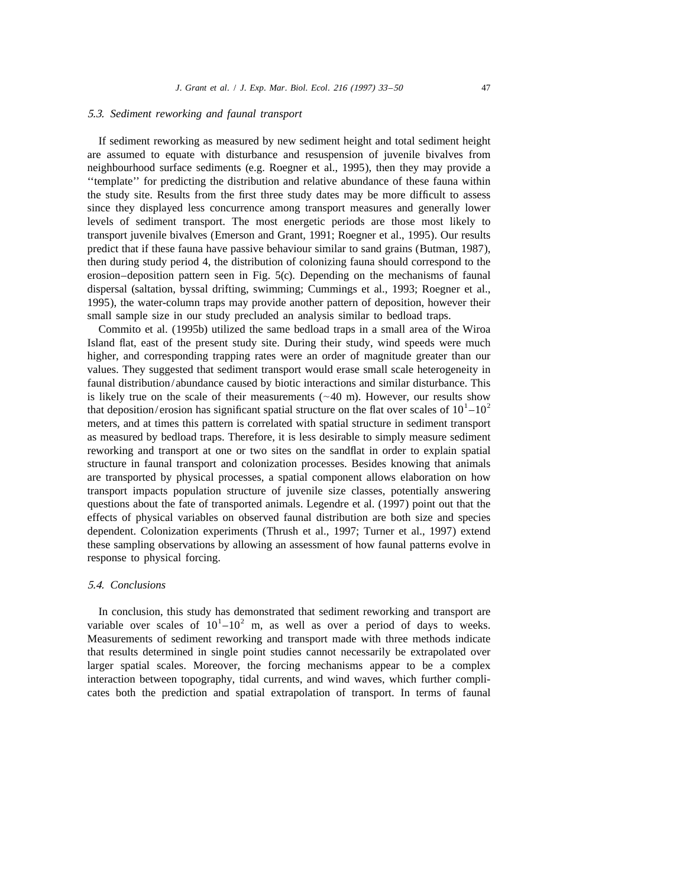### 5.3. Sediment reworking and faunal transport

If sediment reworking as measured by new sediment height and total sediment height are assumed to equate with disturbance and resuspension of juvenile bivalves from neighbourhood surface sediments (e.g. Roegner et al., 1995), then they may provide a ''template'' for predicting the distribution and relative abundance of these fauna within the study site. Results from the first three study dates may be more difficult to assess since they displayed less concurrence among transport measures and generally lower levels of sediment transport. The most energetic periods are those most likely to transport juvenile bivalves (Emerson and Grant, 1991; Roegner et al., 1995). Our results predict that if these fauna have passive behaviour similar to sand grains (Butman, 1987), then during study period 4, the distribution of colonizing fauna should correspond to the erosion–deposition pattern seen in Fig. 5(c). Depending on the mechanisms of faunal dispersal (saltation, byssal drifting, swimming; Cummings et al., 1993; Roegner et al., 1995), the water-column traps may provide another pattern of deposition, however their small sample size in our study precluded an analysis similar to bedload traps.

Commito et al. (1995b) utilized the same bedload traps in a small area of the Wiroa Island flat, east of the present study site. During their study, wind speeds were much higher, and corresponding trapping rates were an order of magnitude greater than our values. They suggested that sediment transport would erase small scale heterogeneity in faunal distribution/abundance caused by biotic interactions and similar disturbance. This is likely true on the scale of their measurements (~40 m). However, our results show that deposition/erosion has significant spatial structure on the flat over scales of $10^1$–$10^2$ meters, and at times this pattern is correlated with spatial structure in sediment transport as measured by bedload traps. Therefore, it is less desirable to simply measure sediment reworking and transport at one or two sites on the sandflat in order to explain spatial structure in faunal transport and colonization processes. Besides knowing that animals are transported by physical processes, a spatial component allows elaboration on how transport impacts population structure of juvenile size classes, potentially answering questions about the fate of transported animals. Legendre et al. (1997) point out that the effects of physical variables on observed faunal distribution are both size and species dependent. Colonization experiments (Thrush et al., 1997; Turner et al., 1997) extend these sampling observations by allowing an assessment of how faunal patterns evolve in response to physical forcing.

### 5.4. Conclusions

In conclusion, this study has demonstrated that sediment reworking and transport are variable over scales of $10^1$–$10^2$ m, as well as over a period of days to weeks. Measurements of sediment reworking and transport made with three methods indicate that results determined in single point studies cannot necessarily be extrapolated over larger spatial scales. Moreover, the forcing mechanisms appear to be a complex interaction between topography, tidal currents, and wind waves, which further complicates both the prediction and spatial extrapolation of transport. In terms of faunal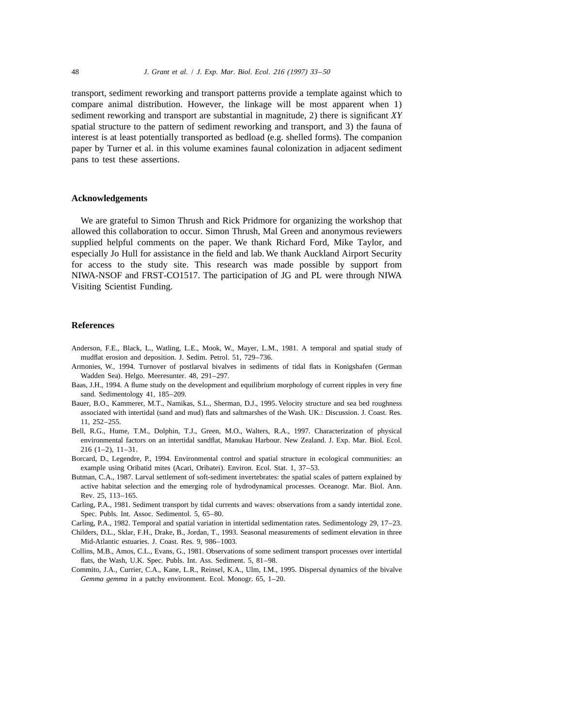transport, sediment reworking and transport patterns provide a template against which to compare animal distribution. However, the linkage will be most apparent when 1) sediment reworking and transport are substantial in magnitude, 2) there is significant *XY* spatial structure to the pattern of sediment reworking and transport, and 3) the fauna of interest is at least potentially transported as bedload (e.g. shelled forms). The companion paper by Turner et al. in this volume examines faunal colonization in adjacent sediment pans to test these assertions.

## Acknowledgements

We are grateful to Simon Thrush and Rick Pridmore for organizing the workshop that allowed this collaboration to occur. Simon Thrush, Mal Green and anonymous reviewers supplied helpful comments on the paper. We thank Richard Ford, Mike Taylor, and especially Jo Hull for assistance in the field and lab. We thank Auckland Airport Security for access to the study site. This research was made possible by support from NIWA-NSOF and FRST-CO1517. The participation of JG and PL were through NIWA Visiting Scientist Funding.

## References

Anderson, F.E., Black, L., Watling, L.E., Mook, W., Mayer, L.M., 1981. A temporal and spatial study of mudflat erosion and deposition. J. Sedim. Petrol. 51, 729–736.

Armonies, W., 1994. Turnover of postlarval bivalves in sediments of tidal flats in Konigshafen (German Wadden Sea). Helgo. Meeresunter. 48, 291–297.

Baas, J.H., 1994. A flume study on the development and equilibrium morphology of current ripples in very fine sand. Sedimentology 41, 185–209.

Bauer, B.O., Kammerer, M.T., Namikas, S.L., Sherman, D.J., 1995. Velocity structure and sea bed roughness associated with intertidal (sand and mud) flats and saltmarshes of the Wash. UK.: Discussion. J. Coast. Res. 11, 252–255.

Bell, R.G., Hume, T.M., Dolphin, T.J., Green, M.O., Walters, R.A., 1997. Characterization of physical environmental factors on an intertidal sandflat, Manukau Harbour. New Zealand. J. Exp. Mar. Biol. Ecol. 216 (1–2), 11–31.

Borcard, D., Legendre, P., 1994. Environmental control and spatial structure in ecological communities: an example using Oribatid mites (Acari, Oribatei). Environ. Ecol. Stat. 1, 37–53.

Butman, C.A., 1987. Larval settlement of soft-sediment invertebrates: the spatial scales of pattern explained by active habitat selection and the emerging role of hydrodynamical processes. Oceanogr. Mar. Biol. Ann. Rev. 25, 113–165.

Carling, P.A., 1981. Sediment transport by tidal currents and waves: observations from a sandy intertidal zone. Spec. Publs. Int. Assoc. Sedimentol. 5, 65–80.

Carling, P.A., 1982. Temporal and spatial variation in intertidal sedimentation rates. Sedimentology 29, 17–23.

Childers, D.L., Sklar, F.H., Drake, B., Jordan, T., 1993. Seasonal measurements of sediment elevation in three Mid-Atlantic estuaries. J. Coast. Res. 9, 986–1003.

Collins, M.B., Amos, C.L., Evans, G., 1981. Observations of some sediment transport processes over intertidal flats, the Wash, U.K. Spec. Publs. Int. Ass. Sediment. 5, 81–98.

Commito, J.A., Currier, C.A., Kane, L.R., Reinsel, K.A., Ulm, I.M., 1995. Dispersal dynamics of the bivalve *Gemma gemma* in a patchy environment. Ecol. Monogr. 65, 1–20.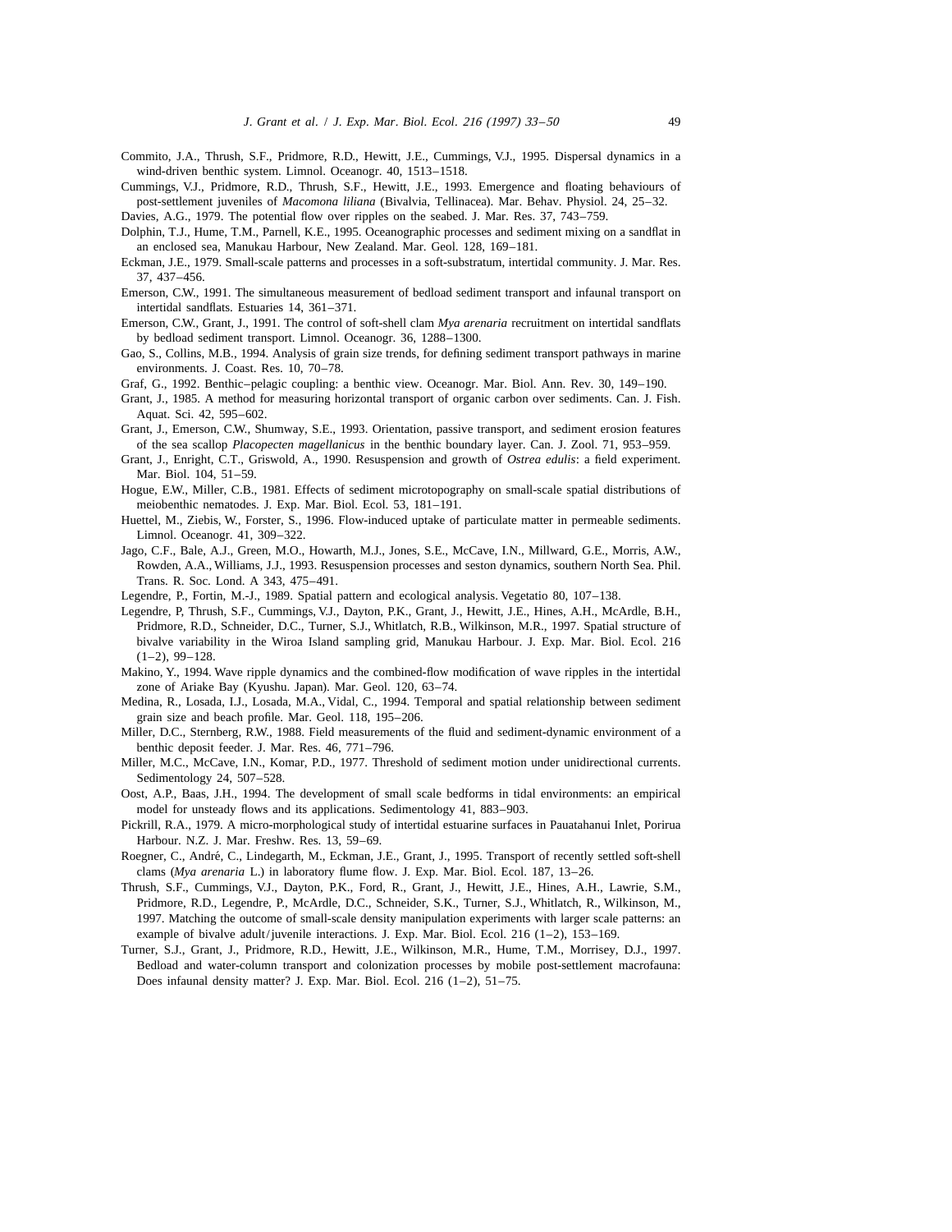Commito, J.A., Thrush, S.F., Pridmore, R.D., Hewitt, J.E., Cummings, V.J., 1995. Dispersal dynamics in a wind-driven benthic system. Limnol. Oceanogr. 40, 1513–1518.

Cummings, V.J., Pridmore, R.D., Thrush, S.F., Hewitt, J.E., 1993. Emergence and floating behaviours of post-settlement juveniles of *Macomona liliana* (Bivalvia, Tellinacea). Mar. Behav. Physiol. 24, 25–32.

Davies, A.G., 1979. The potential flow over ripples on the seabed. J. Mar. Res. 37, 743–759.

Dolphin, T.J., Hume, T.M., Parnell, K.E., 1995. Oceanographic processes and sediment mixing on a sandflat in an enclosed sea, Manukau Harbour, New Zealand. Mar. Geol. 128, 169–181.

Eckman, J.E., 1979. Small-scale patterns and processes in a soft-substratum, intertidal community. J. Mar. Res. 37, 437–456.

Emerson, C.W., 1991. The simultaneous measurement of bedload sediment transport and infaunal transport on intertidal sandflats. Estuaries 14, 361–371.

Emerson, C.W., Grant, J., 1991. The control of soft-shell clam *Mya arenaria* recruitment on intertidal sandflats by bedload sediment transport. Limnol. Oceanogr. 36, 1288–1300.

Gao, S., Collins, M.B., 1994. Analysis of grain size trends, for defining sediment transport pathways in marine environments. J. Coast. Res. 10, 70–78.

Graf, G., 1992. Benthic–pelagic coupling: a benthic view. Oceanogr. Mar. Biol. Ann. Rev. 30, 149–190.

Grant, J., 1985. A method for measuring horizontal transport of organic carbon over sediments. Can. J. Fish. Aquat. Sci. 42, 595–602.

Grant, J., Emerson, C.W., Shumway, S.E., 1993. Orientation, passive transport, and sediment erosion features of the sea scallop *Placopecten magellanicus* in the benthic boundary layer. Can. J. Zool. 71, 953–959.

Grant, J., Enright, C.T., Griswold, A., 1990. Resuspension and growth of *Ostrea edulis*: a field experiment. Mar. Biol. 104, 51–59.

Hogue, E.W., Miller, C.B., 1981. Effects of sediment microtopography on small-scale spatial distributions of meiobenthic nematodes. J. Exp. Mar. Biol. Ecol. 53, 181–191.

Huettel, M., Ziebis, W., Forster, S., 1996. Flow-induced uptake of particulate matter in permeable sediments. Limnol. Oceanogr. 41, 309–322.

Jago, C.F., Bale, A.J., Green, M.O., Howarth, M.J., Jones, S.E., McCave, I.N., Millward, G.E., Morris, A.W., Rowden, A.A., Williams, J.J., 1993. Resuspension processes and seston dynamics, southern North Sea. Phil. Trans. R. Soc. Lond. A 343, 475–491.

Legendre, P., Fortin, M.-J., 1989. Spatial pattern and ecological analysis. Vegetatio 80, 107–138.

Legendre, P, Thrush, S.F., Cummings, V.J., Dayton, P.K., Grant, J., Hewitt, J.E., Hines, A.H., McArdle, B.H., Pridmore, R.D., Schneider, D.C., Turner, S.J., Whitlatch, R.B., Wilkinson, M.R., 1997. Spatial structure of bivalve variability in the Wiroa Island sampling grid, Manukau Harbour. J. Exp. Mar. Biol. Ecol. 216 (1–2), 99–128.

Makino, Y., 1994. Wave ripple dynamics and the combined-flow modification of wave ripples in the intertidal zone of Ariake Bay (Kyushu. Japan). Mar. Geol. 120, 63–74.

Medina, R., Losada, I.J., Losada, M.A., Vidal, C., 1994. Temporal and spatial relationship between sediment grain size and beach profile. Mar. Geol. 118, 195–206.

Miller, D.C., Sternberg, R.W., 1988. Field measurements of the fluid and sediment-dynamic environment of a benthic deposit feeder. J. Mar. Res. 46, 771–796.

Miller, M.C., McCave, I.N., Komar, P.D., 1977. Threshold of sediment motion under unidirectional currents. Sedimentology 24, 507–528.

Oost, A.P., Baas, J.H., 1994. The development of small scale bedforms in tidal environments: an empirical model for unsteady flows and its applications. Sedimentology 41, 883–903.

Pickrill, R.A., 1979. A micro-morphological study of intertidal estuarine surfaces in Pauatahanui Inlet, Porirua Harbour. N.Z. J. Mar. Freshw. Res. 13, 59–69.

Roegner, C., André, C., Lindegarth, M., Eckman, J.E., Grant, J., 1995. Transport of recently settled soft-shell clams (*Mya arenaria* L.) in laboratory flume flow. J. Exp. Mar. Biol. Ecol. 187, 13–26.

Thrush, S.F., Cummings, V.J., Dayton, P.K., Ford, R., Grant, J., Hewitt, J.E., Hines, A.H., Lawrie, S.M., Pridmore, R.D., Legendre, P., McArdle, D.C., Schneider, S.K., Turner, S.J., Whitlatch, R., Wilkinson, M., 1997. Matching the outcome of small-scale density manipulation experiments with larger scale patterns: an example of bivalve adult/juvenile interactions. J. Exp. Mar. Biol. Ecol. 216 (1–2), 153–169.

Turner, S.J., Grant, J., Pridmore, R.D., Hewitt, J.E., Wilkinson, M.R., Hume, T.M., Morrisey, D.J., 1997. Bedload and water-column transport and colonization processes by mobile post-settlement macrofauna: Does infaunal density matter? J. Exp. Mar. Biol. Ecol. 216 (1–2), 51–75.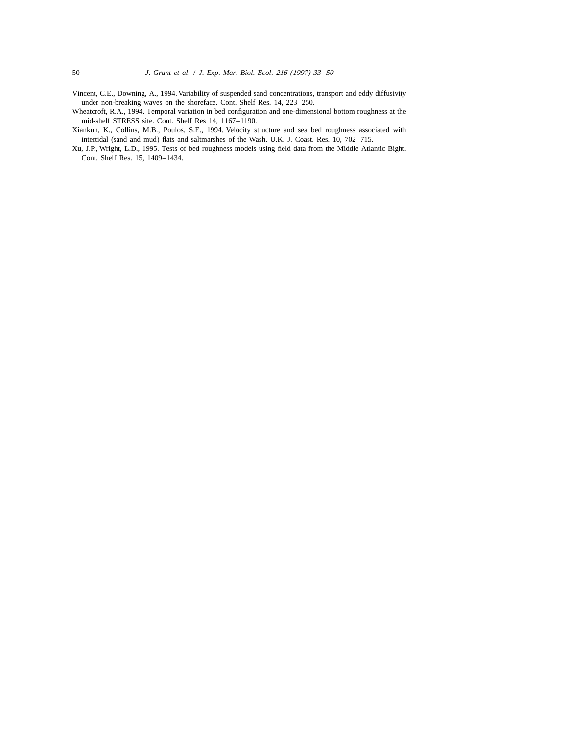Vincent, C.E., Downing, A., 1994. Variability of suspended sand concentrations, transport and eddy diffusivity under non-breaking waves on the shoreface. Cont. Shelf Res. 14, 223–250.

Wheatcroft, R.A., 1994. Temporal variation in bed configuration and one-dimensional bottom roughness at the mid-shelf STRESS site. Cont. Shelf Res 14, 1167–1190.

Xiankun, K., Collins, M.B., Poulos, S.E., 1994. Velocity structure and sea bed roughness associated with intertidal (sand and mud) flats and saltmarshes of the Wash. U.K. J. Coast. Res. 10, 702–715.

Xu, J.P., Wright, L.D., 1995. Tests of bed roughness models using field data from the Middle Atlantic Bight. Cont. Shelf Res. 15, 1409–1434.